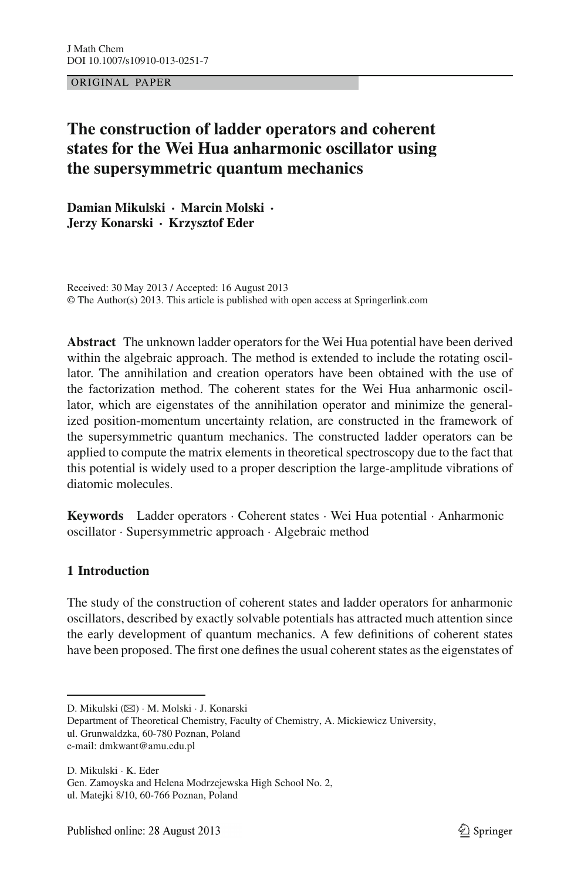ORIGINAL PAPER

# The construction of ladder operators and coherent states for the Wei Hua anharmonic oscillator using the supersymmetric quantum mechanics

**Damian Mikulski · Marcin Molski · Jerzy Konarski · Krzysztof Eder**

Received: 30 May 2013 / Accepted: 16 August 2013
© The Author(s) 2013. This article is published with open access at Springerlink.com

**Abstract** The unknown ladder operators for the Wei Hua potential have been derived within the algebraic approach. The method is extended to include the rotating oscillator. The annihilation and creation operators have been obtained with the use of the factorization method. The coherent states for the Wei Hua anharmonic oscillator, which are eigenstates of the annihilation operator and minimize the generalized position-momentum uncertainty relation, are constructed in the framework of the supersymmetric quantum mechanics. The constructed ladder operators can be applied to compute the matrix elements in theoretical spectroscopy due to the fact that this potential is widely used to a proper description the large-amplitude vibrations of diatomic molecules.

**Keywords** Ladder operators · Coherent states · Wei Hua potential · Anharmonic oscillator · Supersymmetric approach · Algebraic method

## 1 Introduction

The study of the construction of coherent states and ladder operators for anharmonic oscillators, described by exactly solvable potentials has attracted much attention since the early development of quantum mechanics. A few definitions of coherent states have been proposed. The first one defines the usual coherent states as the eigenstates of

---

D. Mikulski (✉) · M. Molski · J. Konarski
Department of Theoretical Chemistry, Faculty of Chemistry, A. Mickiewicz University,
ul. Grunwaldzka, 60-780 Poznan, Poland
e-mail: dmkwant@amu.edu.pl

D. Mikulski · K. Eder
Gen. Zamoyska and Helena Modrzejewska High School No. 2,
ul. Matejki 8/10, 60-766 Poznan, Poland

Published online: 28 August 2013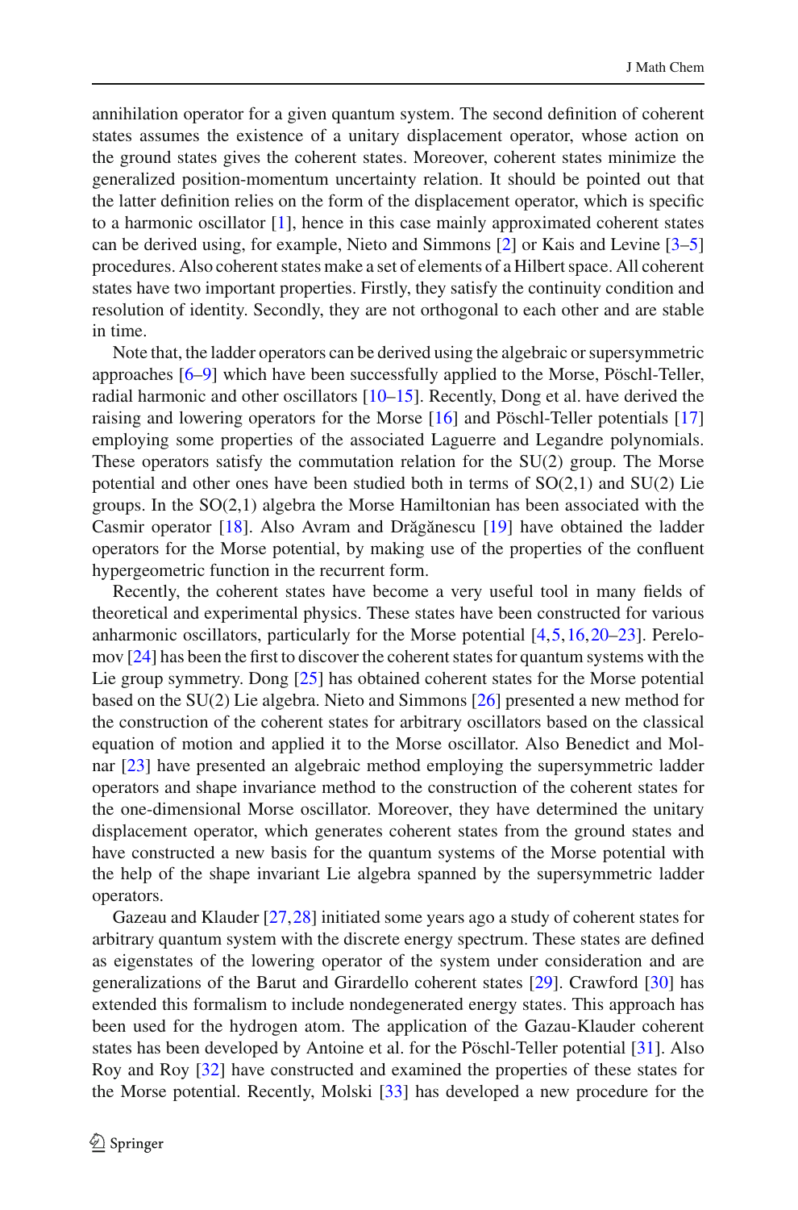annihilation operator for a given quantum system. The second definition of coherent states assumes the existence of a unitary displacement operator, whose action on the ground states gives the coherent states. Moreover, coherent states minimize the generalized position-momentum uncertainty relation. It should be pointed out that the latter definition relies on the form of the displacement operator, which is specific to a harmonic oscillator [1], hence in this case mainly approximated coherent states can be derived using, for example, Nieto and Simmons [2] or Kais and Levine [3–5] procedures. Also coherent states make a set of elements of a Hilbert space. All coherent states have two important properties. Firstly, they satisfy the continuity condition and resolution of identity. Secondly, they are not orthogonal to each other and are stable in time.

Note that, the ladder operators can be derived using the algebraic or supersymmetric approaches [6–9] which have been successfully applied to the Morse, Pöschl-Teller, radial harmonic and other oscillators [10–15]. Recently, Dong et al. have derived the raising and lowering operators for the Morse [16] and Pöschl-Teller potentials [17] employing some properties of the associated Laguerre and Legandre polynomials. These operators satisfy the commutation relation for the SU(2) group. The Morse potential and other ones have been studied both in terms of SO(2,1) and SU(2) Lie groups. In the SO(2,1) algebra the Morse Hamiltonian has been associated with the Casmir operator [18]. Also Avram and Drăgănescu [19] have obtained the ladder operators for the Morse potential, by making use of the properties of the confluent hypergeometric function in the recurrent form.

Recently, the coherent states have become a very useful tool in many fields of theoretical and experimental physics. These states have been constructed for various anharmonic oscillators, particularly for the Morse potential [4,5,16,20–23]. Perelomov [24] has been the first to discover the coherent states for quantum systems with the Lie group symmetry. Dong [25] has obtained coherent states for the Morse potential based on the SU(2) Lie algebra. Nieto and Simmons [26] presented a new method for the construction of the coherent states for arbitrary oscillators based on the classical equation of motion and applied it to the Morse oscillator. Also Benedict and Molnar [23] have presented an algebraic method employing the supersymmetric ladder operators and shape invariance method to the construction of the coherent states for the one-dimensional Morse oscillator. Moreover, they have determined the unitary displacement operator, which generates coherent states from the ground states and have constructed a new basis for the quantum systems of the Morse potential with the help of the shape invariant Lie algebra spanned by the supersymmetric ladder operators.

Gazeau and Klauder [27,28] initiated some years ago a study of coherent states for arbitrary quantum system with the discrete energy spectrum. These states are defined as eigenstates of the lowering operator of the system under consideration and are generalizations of the Barut and Girardello coherent states [29]. Crawford [30] has extended this formalism to include nondegenerated energy states. This approach has been used for the hydrogen atom. The application of the Gazau-Klauder coherent states has been developed by Antoine et al. for the Pöschl-Teller potential [31]. Also Roy and Roy [32] have constructed and examined the properties of these states for the Morse potential. Recently, Molski [33] has developed a new procedure for the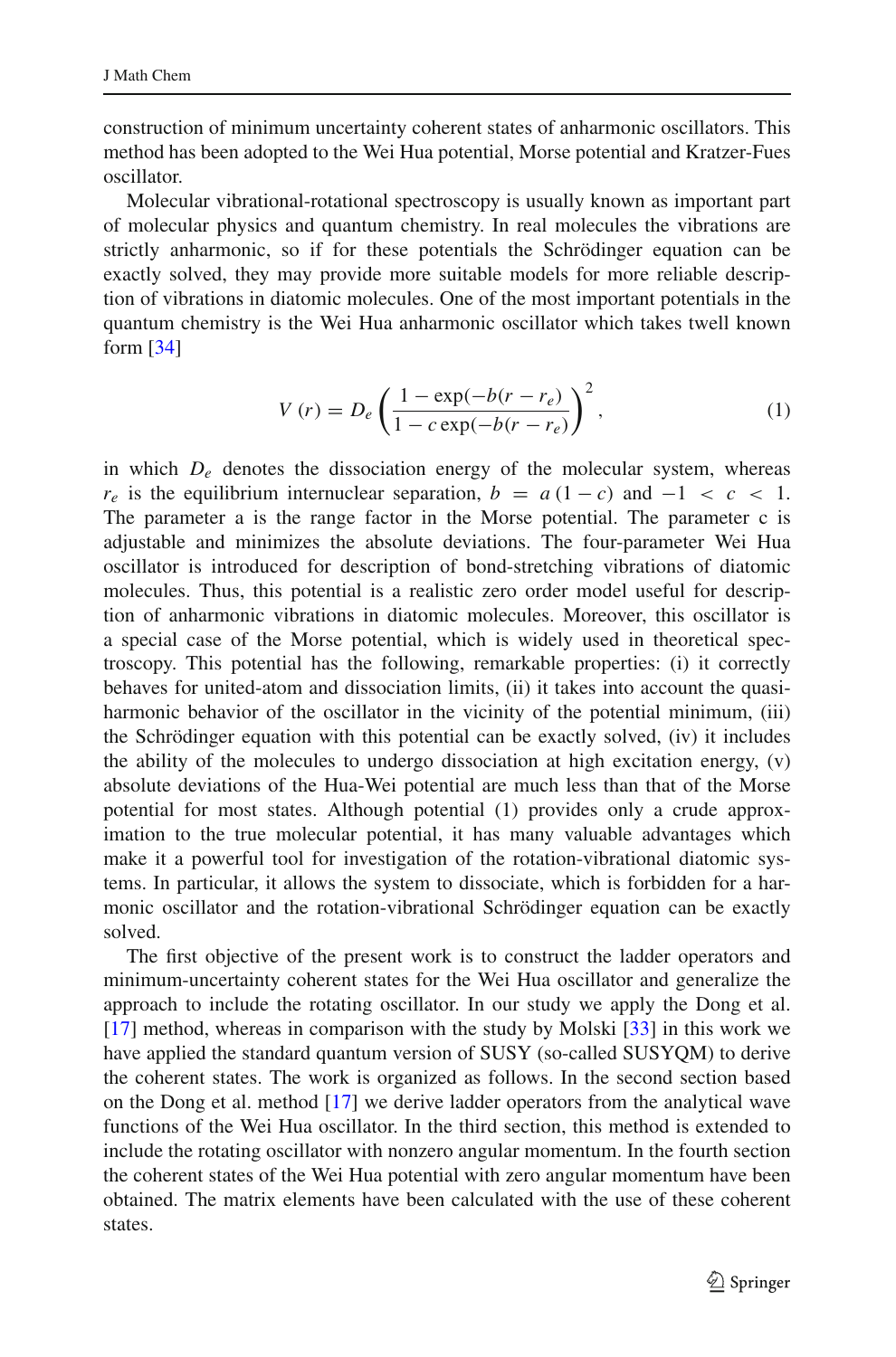construction of minimum uncertainty coherent states of anharmonic oscillators. This method has been adopted to the Wei Hua potential, Morse potential and Kratzer-Fues oscillator.

Molecular vibrational-rotational spectroscopy is usually known as important part of molecular physics and quantum chemistry. In real molecules the vibrations are strictly anharmonic, so if for these potentials the Schrödinger equation can be exactly solved, they may provide more suitable models for more reliable description of vibrations in diatomic molecules. One of the most important potentials in the quantum chemistry is the Wei Hua anharmonic oscillator which takes twell known form [34]

$$V(r) = D_e \left( \frac{1 - \exp(-b(r - r_e))}{1 - c\exp(-b(r - r_e))} \right)^2, \tag{1}$$

in which $D_e$ denotes the dissociation energy of the molecular system, whereas $r_e$ is the equilibrium internuclear separation, $b = a(1 - c)$ and $-1 < c < 1$. The parameter a is the range factor in the Morse potential. The parameter c is adjustable and minimizes the absolute deviations. The four-parameter Wei Hua oscillator is introduced for description of bond-stretching vibrations of diatomic molecules. Thus, this potential is a realistic zero order model useful for description of anharmonic vibrations in diatomic molecules. Moreover, this oscillator is a special case of the Morse potential, which is widely used in theoretical spectroscopy. This potential has the following, remarkable properties: (i) it correctly behaves for united-atom and dissociation limits, (ii) it takes into account the quasi-harmonic behavior of the oscillator in the vicinity of the potential minimum, (iii) the Schrödinger equation with this potential can be exactly solved, (iv) it includes the ability of the molecules to undergo dissociation at high excitation energy, (v) absolute deviations of the Hua-Wei potential are much less than that of the Morse potential for most states. Although potential (1) provides only a crude approximation to the true molecular potential, it has many valuable advantages which make it a powerful tool for investigation of the rotation-vibrational diatomic systems. In particular, it allows the system to dissociate, which is forbidden for a harmonic oscillator and the rotation-vibrational Schrödinger equation can be exactly solved.

The first objective of the present work is to construct the ladder operators and minimum-uncertainty coherent states for the Wei Hua oscillator and generalize the approach to include the rotating oscillator. In our study we apply the Dong et al. [17] method, whereas in comparison with the study by Molski [33] in this work we have applied the standard quantum version of SUSY (so-called SUSYQM) to derive the coherent states. The work is organized as follows. In the second section based on the Dong et al. method [17] we derive ladder operators from the analytical wave functions of the Wei Hua oscillator. In the third section, this method is extended to include the rotating oscillator with nonzero angular momentum. In the fourth section the coherent states of the Wei Hua potential with zero angular momentum have been obtained. The matrix elements have been calculated with the use of these coherent states.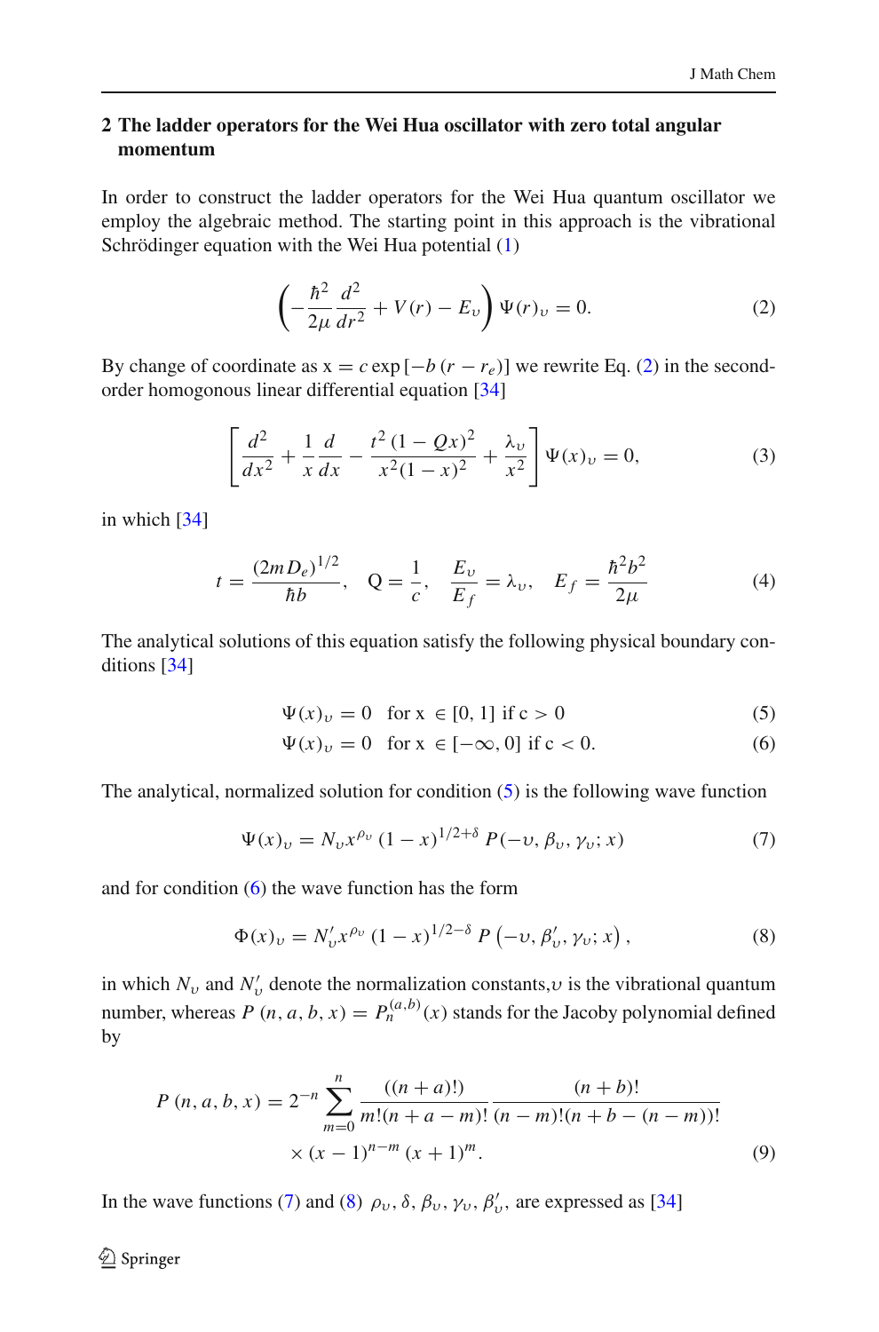## 2 The ladder operators for the Wei Hua oscillator with zero total angular momentum

In order to construct the ladder operators for the Wei Hua quantum oscillator we employ the algebraic method. The starting point in this approach is the vibrational Schrödinger equation with the Wei Hua potential (1)

$$\left(-\frac{\hbar^2}{2\mu}\frac{d^2}{dr^2} + V(r) - E_\upsilon\right)\Psi(r)_\upsilon = 0. \tag{2}$$

By change of coordinate as $x = c\exp\left[-b\left(r - r_e\right)\right]$ we rewrite Eq. (2) in the second-order homogonous linear differential equation [34]

$$\left[\frac{d^2}{dx^2} + \frac{1}{x}\frac{d}{dx} - \frac{t^2\left(1 - Qx\right)^2}{x^2(1-x)^2} + \frac{\lambda_\upsilon}{x^2}\right]\Psi(x)_\upsilon = 0, \tag{3}$$

in which [34]

$$t = \frac{(2mD_e)^{1/2}}{\hbar b}, \quad Q = \frac{1}{c}, \quad \frac{E_\upsilon}{E_f} = \lambda_\upsilon, \quad E_f = \frac{\hbar^2 b^2}{2\mu} \tag{4}$$

The analytical solutions of this equation satisfy the following physical boundary conditions [34]

$$\Psi(x)_\upsilon = 0 \quad \text{for x } \in [0, 1] \text{ if c} > 0 \tag{5}$$

$$\Psi(x)_\upsilon = 0 \quad \text{for x } \in [-\infty, 0] \text{ if c} < 0. \tag{6}$$

The analytical, normalized solution for condition (5) is the following wave function

$$\Psi(x)_\upsilon = N_\upsilon x^{\rho_\upsilon}\left(1 - x\right)^{1/2+\delta} P(-\upsilon, \beta_\upsilon, \gamma_\upsilon; x) \tag{7}$$

and for condition (6) the wave function has the form

$$\Phi(x)_\upsilon = N'_\upsilon x^{\rho_\upsilon}\left(1 - x\right)^{1/2-\delta} P\left(-\upsilon, \beta'_\upsilon, \gamma_\upsilon; x\right), \tag{8}$$

in which $N_\upsilon$ and $N'_\upsilon$ denote the normalization constants, $\upsilon$ is the vibrational quantum number, whereas $P\left(n, a, b, x\right) = P_n^{(a,b)}(x)$ stands for the Jacoby polynomial defined by

$$P\left(n, a, b, x\right) = 2^{-n}\sum_{m=0}^{n}\frac{((n+a)!)}{m!(n+a-m)!}\frac{(n+b)!}{(n-m)!(n+b-(n-m))!} \times \left(x - 1\right)^{n-m}\left(x + 1\right)^m. \tag{9}$$

In the wave functions (7) and (8) $\rho_\upsilon, \delta, \beta_\upsilon, \gamma_\upsilon, \beta'_\upsilon$, are expressed as [34]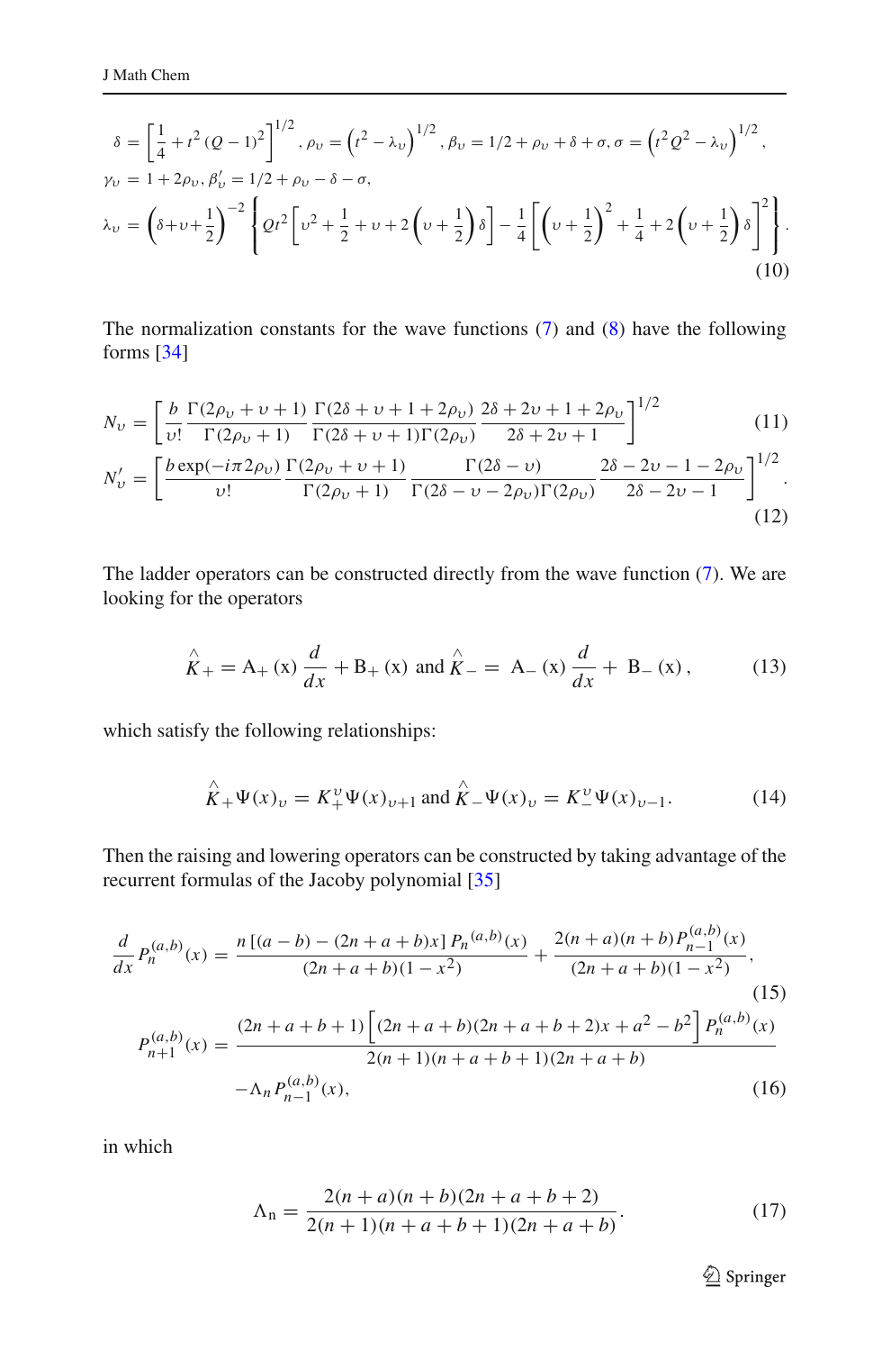$$
\delta = \left[\frac{1}{4} + t^2 (Q-1)^2\right]^{1/2}, \rho_\upsilon = \left(t^2 - \lambda_\upsilon\right)^{1/2}, \beta_\upsilon = 1/2 + \rho_\upsilon + \delta + \sigma, \sigma = \left(t^2 Q^2 - \lambda_\upsilon\right)^{1/2},
$$

$$
\gamma_\upsilon = 1 + 2\rho_\upsilon, \beta'_\upsilon = 1/2 + \rho_\upsilon - \delta - \sigma,
$$

$$
\lambda_\upsilon = \left(\delta + \upsilon + \frac{1}{2}\right)^{-2} \left\{ Qt^2 \left[\upsilon^2 + \frac{1}{2} + \upsilon + 2\left(\upsilon + \frac{1}{2}\right)\delta\right] - \frac{1}{4}\left[\left(\upsilon + \frac{1}{2}\right)^2 + \frac{1}{4} + 2\left(\upsilon + \frac{1}{2}\right)\delta\right]^2 \right\}. \tag{10}
$$

The normalization constants for the wave functions (7) and (8) have the following forms [34]

$$
N_\upsilon = \left[\frac{b}{\upsilon!}\frac{\Gamma(2\rho_\upsilon + \upsilon + 1)}{\Gamma(2\rho_\upsilon + 1)}\frac{\Gamma(2\delta + \upsilon + 1 + 2\rho_\upsilon)}{\Gamma(2\delta + \upsilon + 1)\Gamma(2\rho_\upsilon)}\frac{2\delta + 2\upsilon + 1 + 2\rho_\upsilon}{2\delta + 2\upsilon + 1}\right]^{1/2} \tag{11}
$$

$$
N'_\upsilon = \left[\frac{b\exp(-i\pi 2\rho_\upsilon)}{\upsilon!}\frac{\Gamma(2\rho_\upsilon + \upsilon + 1)}{\Gamma(2\rho_\upsilon + 1)}\frac{\Gamma(2\delta - \upsilon)}{\Gamma(2\delta - \upsilon - 2\rho_\upsilon)\Gamma(2\rho_\upsilon)}\frac{2\delta - 2\upsilon - 1 - 2\rho_\upsilon}{2\delta - 2\upsilon - 1}\right]^{1/2}. \tag{12}
$$

The ladder operators can be constructed directly from the wave function (7). We are looking for the operators

$$
\hat{K}_+ = \mathrm{A}_+(\mathrm{x})\frac{d}{dx} + \mathrm{B}_+(\mathrm{x}) \text{ and } \hat{K}_- = \mathrm{A}_-(\mathrm{x})\frac{d}{dx} + \mathrm{B}_-(\mathrm{x}), \tag{13}
$$

which satisfy the following relationships:

$$
\hat{K}_+\Psi(x)_\upsilon = K_+^\upsilon \Psi(x)_{\upsilon+1} \text{ and } \hat{K}_-\Psi(x)_\upsilon = K_-^\upsilon \Psi(x)_{\upsilon-1}. \tag{14}
$$

Then the raising and lowering operators can be constructed by taking advantage of the recurrent formulas of the Jacoby polynomial [35]

$$
\frac{d}{dx}P_n^{(a,b)}(x) = \frac{n\left[(a-b) - (2n+a+b)x\right]P_n^{(a,b)}(x)}{(2n+a+b)(1-x^2)} + \frac{2(n+a)(n+b)P_{n-1}^{(a,b)}(x)}{(2n+a+b)(1-x^2)}, \tag{15}
$$

$$
P_{n+1}^{(a,b)}(x) = \frac{(2n+a+b+1)\left[(2n+a+b)(2n+a+b+2)x + a^2 - b^2\right]P_n^{(a,b)}(x)}{2(n+1)(n+a+b+1)(2n+a+b)} - \Lambda_n P_{n-1}^{(a,b)}(x), \tag{16}
$$

in which

$$
\Lambda_\mathrm{n} = \frac{2(n+a)(n+b)(2n+a+b+2)}{2(n+1)(n+a+b+1)(2n+a+b)}. \tag{17}
$$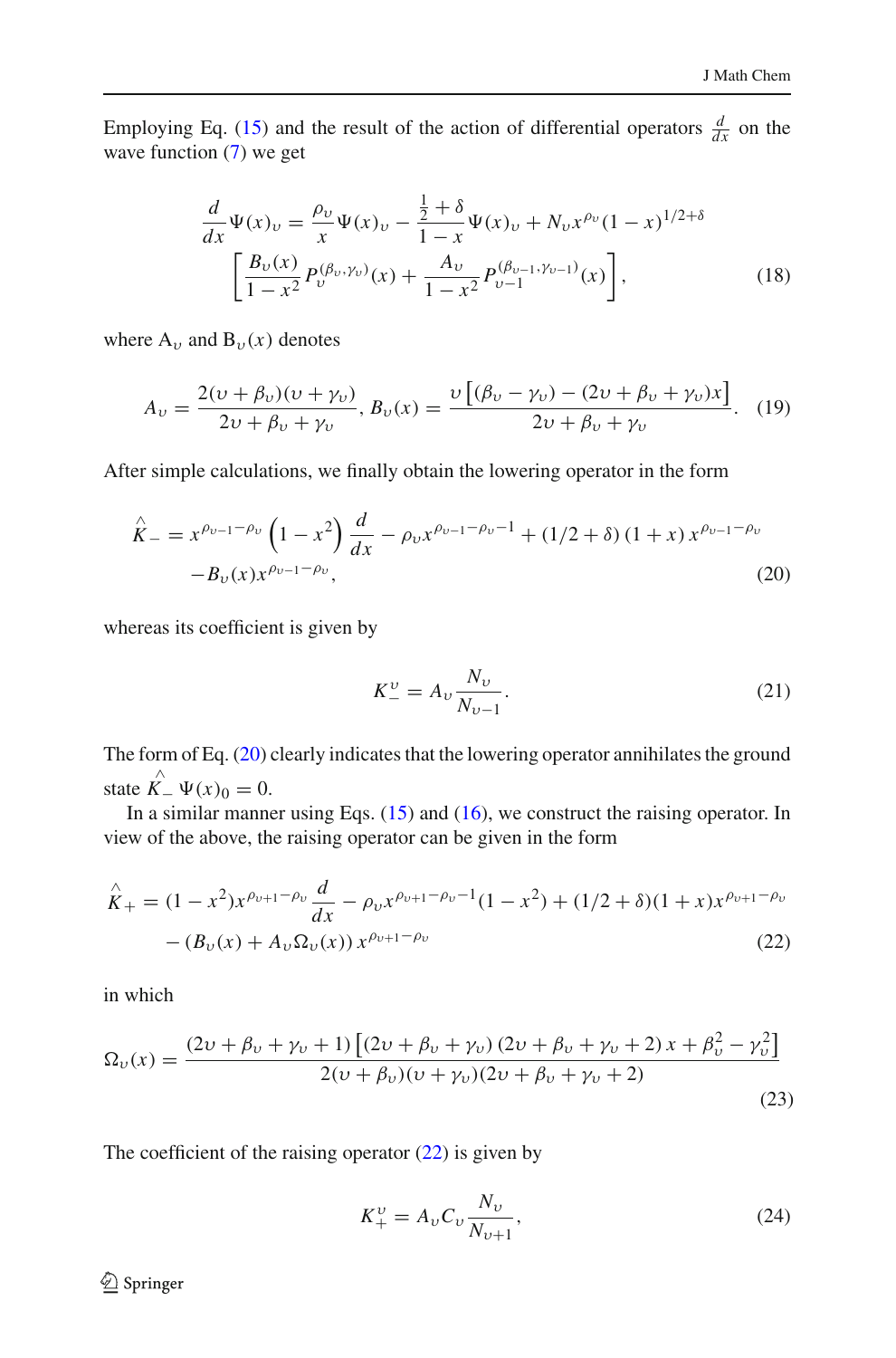Employing Eq. (15) and the result of the action of differential operators $\frac{d}{dx}$ on the wave function (7) we get

$$\frac{d}{dx}\Psi(x)_\upsilon = \frac{\rho_\upsilon}{x}\Psi(x)_\upsilon - \frac{\frac{1}{2}+\delta}{1-x}\Psi(x)_\upsilon + N_\upsilon x^{\rho_\upsilon}(1-x)^{1/2+\delta} \left[\frac{B_\upsilon(x)}{1-x^2}P_\upsilon^{(\beta_\upsilon,\gamma_\upsilon)}(x) + \frac{A_\upsilon}{1-x^2}P_{\upsilon-1}^{(\beta_{\upsilon-1},\gamma_{\upsilon-1})}(x)\right], \tag{18}$$

where $A_\upsilon$ and $B_\upsilon(x)$ denotes

$$A_\upsilon = \frac{2(\upsilon+\beta_\upsilon)(\upsilon+\gamma_\upsilon)}{2\upsilon+\beta_\upsilon+\gamma_\upsilon},\; B_\upsilon(x) = \frac{\upsilon\left[(\beta_\upsilon-\gamma_\upsilon)-(2\upsilon+\beta_\upsilon+\gamma_\upsilon)x\right]}{2\upsilon+\beta_\upsilon+\gamma_\upsilon}. \tag{19}$$

After simple calculations, we finally obtain the lowering operator in the form

$$\hat{K}_- = x^{\rho_{\upsilon-1}-\rho_\upsilon}\left(1-x^2\right)\frac{d}{dx} - \rho_\upsilon x^{\rho_{\upsilon-1}-\rho_\upsilon-1} + (1/2+\delta)(1+x)x^{\rho_{\upsilon-1}-\rho_\upsilon} - B_\upsilon(x)x^{\rho_{\upsilon-1}-\rho_\upsilon}, \tag{20}$$

whereas its coefficient is given by

$$K_-^\upsilon = A_\upsilon \frac{N_\upsilon}{N_{\upsilon-1}}. \tag{21}$$

The form of Eq. (20) clearly indicates that the lowering operator annihilates the ground state $\hat{K}_-\Psi(x)_0 = 0$.

In a similar manner using Eqs. (15) and (16), we construct the raising operator. In view of the above, the raising operator can be given in the form

$$\hat{K}_+ = (1-x^2)x^{\rho_{\upsilon+1}-\rho_\upsilon}\frac{d}{dx} - \rho_\upsilon x^{\rho_{\upsilon+1}-\rho_\upsilon-1}(1-x^2) + (1/2+\delta)(1+x)x^{\rho_{\upsilon+1}-\rho_\upsilon} - \left(B_\upsilon(x)+A_\upsilon\Omega_\upsilon(x)\right)x^{\rho_{\upsilon+1}-\rho_\upsilon} \tag{22}$$

in which

$$\Omega_\upsilon(x) = \frac{(2\upsilon+\beta_\upsilon+\gamma_\upsilon+1)\left[(2\upsilon+\beta_\upsilon+\gamma_\upsilon)(2\upsilon+\beta_\upsilon+\gamma_\upsilon+2)x+\beta_\upsilon^2-\gamma_\upsilon^2\right]}{2(\upsilon+\beta_\upsilon)(\upsilon+\gamma_\upsilon)(2\upsilon+\beta_\upsilon+\gamma_\upsilon+2)} \tag{23}$$

The coefficient of the raising operator (22) is given by

$$K_+^\upsilon = A_\upsilon C_\upsilon \frac{N_\upsilon}{N_{\upsilon+1}}, \tag{24}$$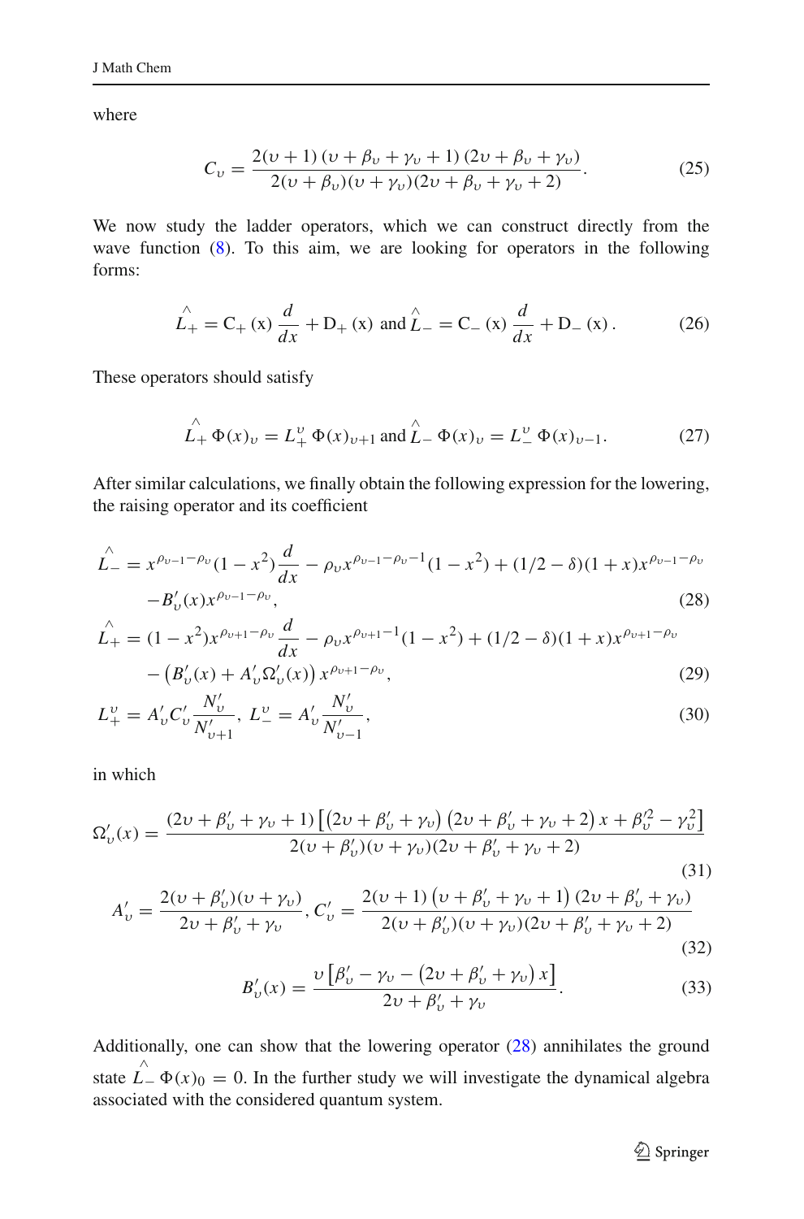where

$$C_\upsilon = \frac{2(\upsilon+1)(\upsilon+\beta_\upsilon+\gamma_\upsilon+1)(2\upsilon+\beta_\upsilon+\gamma_\upsilon)}{2(\upsilon+\beta_\upsilon)(\upsilon+\gamma_\upsilon)(2\upsilon+\beta_\upsilon+\gamma_\upsilon+2)}. \tag{25}$$

We now study the ladder operators, which we can construct directly from the wave function (8). To this aim, we are looking for operators in the following forms:

$$\hat{L}_+ = \mathrm{C}_+(\mathrm{x})\frac{d}{dx} + \mathrm{D}_+(\mathrm{x}) \text{ and } \hat{L}_- = \mathrm{C}_-(\mathrm{x})\frac{d}{dx} + \mathrm{D}_-(\mathrm{x}). \tag{26}$$

These operators should satisfy

$$\hat{L}_+\Phi(x)_\upsilon = L_+^\upsilon\Phi(x)_{\upsilon+1} \text{ and } \hat{L}_-\Phi(x)_\upsilon = L_-^\upsilon\Phi(x)_{\upsilon-1}. \tag{27}$$

After similar calculations, we finally obtain the following expression for the lowering, the raising operator and its coefficient

$$\begin{aligned}
\hat{L}_- &= x^{\rho_{\upsilon-1}-\rho_\upsilon}(1-x^2)\frac{d}{dx} - \rho_\upsilon x^{\rho_{\upsilon-1}-\rho_\upsilon-1}(1-x^2) + (1/2-\delta)(1+x)x^{\rho_{\upsilon-1}-\rho_\upsilon} \\
&\quad - B'_\upsilon(x)x^{\rho_{\upsilon-1}-\rho_\upsilon}, \qquad (28)\\
\hat{L}_+ &= (1-x^2)x^{\rho_{\upsilon+1}-\rho_\upsilon}\frac{d}{dx} - \rho_\upsilon x^{\rho_{\upsilon+1}-1}(1-x^2) + (1/2-\delta)(1+x)x^{\rho_{\upsilon+1}-\rho_\upsilon} \\
&\quad - \left(B'_\upsilon(x) + A'_\upsilon\Omega'_\upsilon(x)\right)x^{\rho_{\upsilon+1}-\rho_\upsilon}, \qquad (29)\\
L_+^\upsilon &= A'_\upsilon C'_\upsilon\frac{N'_\upsilon}{N'_{\upsilon+1}},\; L_-^\upsilon = A'_\upsilon\frac{N'_\upsilon}{N'_{\upsilon-1}}, \qquad (30)
\end{aligned}$$

in which

$$\Omega'_\upsilon(x) = \frac{(2\upsilon+\beta'_\upsilon+\gamma_\upsilon+1)\left[(2\upsilon+\beta'_\upsilon+\gamma_\upsilon)(2\upsilon+\beta'_\upsilon+\gamma_\upsilon+2)x + \beta'^2_\upsilon - \gamma^2_\upsilon\right]}{2(\upsilon+\beta'_\upsilon)(\upsilon+\gamma_\upsilon)(2\upsilon+\beta'_\upsilon+\gamma_\upsilon+2)} \tag{31}$$

$$A'_\upsilon = \frac{2(\upsilon+\beta'_\upsilon)(\upsilon+\gamma_\upsilon)}{2\upsilon+\beta'_\upsilon+\gamma_\upsilon},\; C'_\upsilon = \frac{2(\upsilon+1)(\upsilon+\beta'_\upsilon+\gamma_\upsilon+1)(2\upsilon+\beta'_\upsilon+\gamma_\upsilon)}{2(\upsilon+\beta'_\upsilon)(\upsilon+\gamma_\upsilon)(2\upsilon+\beta'_\upsilon+\gamma_\upsilon+2)} \tag{32}$$

$$B'_\upsilon(x) = \frac{\upsilon\left[\beta'_\upsilon - \gamma_\upsilon - (2\upsilon+\beta'_\upsilon+\gamma_\upsilon)x\right]}{2\upsilon+\beta'_\upsilon+\gamma_\upsilon}. \tag{33}$$

Additionally, one can show that the lowering operator (28) annihilates the ground state $\hat{L}_-\Phi(x)_0 = 0$. In the further study we will investigate the dynamical algebra associated with the considered quantum system.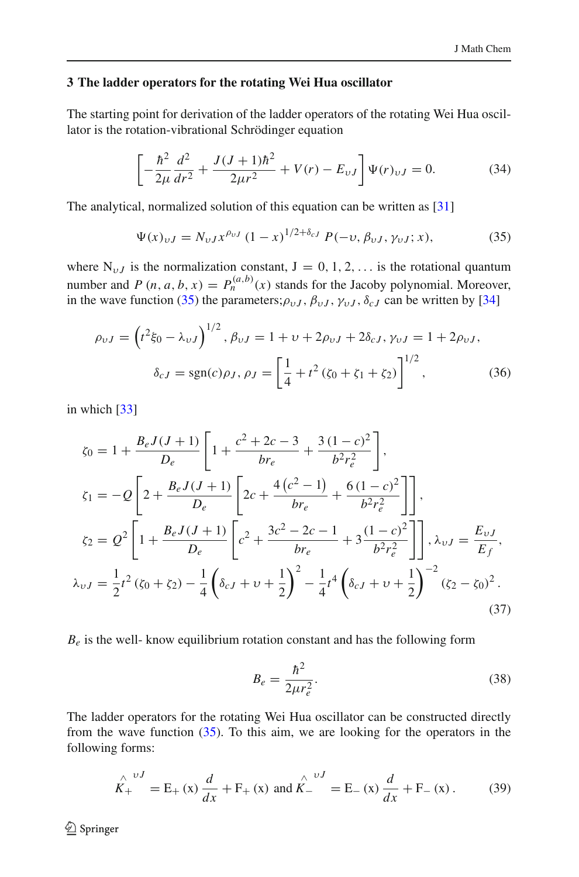## 3 The ladder operators for the rotating Wei Hua oscillator

The starting point for derivation of the ladder operators of the rotating Wei Hua oscillator is the rotation-vibrational Schrödinger equation

$$\left[-\frac{\hbar^2}{2\mu}\frac{d^2}{dr^2}+\frac{J(J+1)\hbar^2}{2\mu r^2}+V(r)-E_{\upsilon J}\right]\Psi(r)_{\upsilon J}=0. \tag{34}$$

The analytical, normalized solution of this equation can be written as [31]

$$\Psi(x)_{\upsilon J}=N_{\upsilon J}x^{\rho_{\upsilon J}}\,(1-x)^{1/2+\delta_{cJ}}\,P(-\upsilon,\beta_{\upsilon J},\gamma_{\upsilon J};x), \tag{35}$$

where $N_{\upsilon J}$ is the normalization constant, $J=0,1,2,\ldots$ is the rotational quantum number and $P\,(n,a,b,x)=P_n^{(a,b)}(x)$ stands for the Jacoby polynomial. Moreover, in the wave function (35) the parameters;$\rho_{\upsilon J}$, $\beta_{\upsilon J}$, $\gamma_{\upsilon J}$, $\delta_{cJ}$ can be written by [34]

$$\rho_{\upsilon J}=\left(t^2\xi_0-\lambda_{\upsilon J}\right)^{1/2},\ \beta_{\upsilon J}=1+\upsilon+2\rho_{\upsilon J}+2\delta_{cJ},\ \gamma_{\upsilon J}=1+2\rho_{\upsilon J},$$
$$\delta_{cJ}=\mathrm{sgn}(c)\rho_J,\ \rho_J=\left[\frac{1}{4}+t^2\left(\zeta_0+\zeta_1+\zeta_2\right)\right]^{1/2}, \tag{36}$$

in which [33]

$$\zeta_0=1+\frac{B_eJ(J+1)}{D_e}\left[1+\frac{c^2+2c-3}{br_e}+\frac{3\,(1-c)^2}{b^2r_e^2}\right],$$
$$\zeta_1=-Q\left[2+\frac{B_eJ(J+1)}{D_e}\left[2c+\frac{4\left(c^2-1\right)}{br_e}+\frac{6\,(1-c)^2}{b^2r_e^2}\right]\right],$$
$$\zeta_2=Q^2\left[1+\frac{B_eJ(J+1)}{D_e}\left[c^2+\frac{3c^2-2c-1}{br_e}+3\frac{(1-c)^2}{b^2r_e^2}\right]\right],\ \lambda_{\upsilon J}=\frac{E_{\upsilon J}}{E_f},$$
$$\lambda_{\upsilon J}=\frac{1}{2}t^2\left(\zeta_0+\zeta_2\right)-\frac{1}{4}\left(\delta_{cJ}+\upsilon+\frac{1}{2}\right)^2-\frac{1}{4}t^4\left(\delta_{cJ}+\upsilon+\frac{1}{2}\right)^{-2}\left(\zeta_2-\zeta_0\right)^2. \tag{37}$$

$B_e$ is the well- know equilibrium rotation constant and has the following form

$$B_e=\frac{\hbar^2}{2\mu r_e^2}. \tag{38}$$

The ladder operators for the rotating Wei Hua oscillator can be constructed directly from the wave function (35). To this aim, we are looking for the operators in the following forms:

$$\hat{K}_+^{\upsilon J}=E_+(x)\frac{d}{dx}+F_+(x)\ \text{and}\ \hat{K}_-^{\upsilon J}=E_-(x)\frac{d}{dx}+F_-(x)\,. \tag{39}$$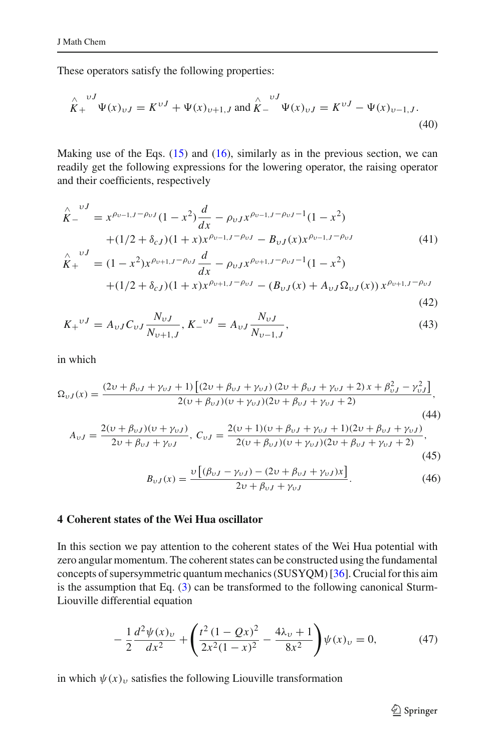These operators satisfy the following properties:

$$\overset{\wedge}{K}_{+}^{\upsilon J}\ \Psi(x)_{\upsilon J} = K^{\upsilon J}+\Psi(x)_{\upsilon+1,J} \text{ and } \overset{\wedge}{K}_{-}^{\upsilon J}\ \Psi(x)_{\upsilon J} = K^{\upsilon J}-\Psi(x)_{\upsilon-1,J}. \tag{40}$$

Making use of the Eqs. (15) and (16), similarly as in the previous section, we can readily get the following expressions for the lowering operator, the raising operator and their coefficients, respectively

$$\begin{aligned}
\overset{\wedge}{K}_{-}^{\upsilon J} &= x^{\rho_{\upsilon-1,J}-\rho_{\upsilon J}}(1-x^2)\frac{d}{dx} - \rho_{\upsilon J}x^{\rho_{\upsilon-1,J}-\rho_{\upsilon J}-1}(1-x^2) \\
&\quad +(1/2+\delta_{cJ})(1+x)x^{\rho_{\upsilon-1,J}-\rho_{\upsilon J}} - B_{\upsilon J}(x)x^{\rho_{\upsilon-1,J}-\rho_{\upsilon J}}
\end{aligned} \tag{41}$$

$$\begin{aligned}
\overset{\wedge}{K}_{+}^{\upsilon J} &= (1-x^2)x^{\rho_{\upsilon+1,J}-\rho_{\upsilon J}}\frac{d}{dx} - \rho_{\upsilon J}x^{\rho_{\upsilon+1,J}-\rho_{\upsilon J}-1}(1-x^2) \\
&\quad +(1/2+\delta_{cJ})(1+x)x^{\rho_{\upsilon+1,J}-\rho_{\upsilon J}} - \left(B_{\upsilon J}(x)+A_{\upsilon J}\Omega_{\upsilon J}(x)\right)x^{\rho_{\upsilon+1,J}-\rho_{\upsilon J}}
\end{aligned} \tag{42}$$

$$K_{+}{}^{\upsilon J} = A_{\upsilon J}C_{\upsilon J}\frac{N_{\upsilon J}}{N_{\upsilon+1,J}},\ K_{-}{}^{\upsilon J} = A_{\upsilon J}\frac{N_{\upsilon J}}{N_{\upsilon-1,J}}, \tag{43}$$

in which

$$\Omega_{\upsilon J}(x) = \frac{(2\upsilon+\beta_{\upsilon J}+\gamma_{\upsilon J}+1)\left[(2\upsilon+\beta_{\upsilon J}+\gamma_{\upsilon J})(2\upsilon+\beta_{\upsilon J}+\gamma_{\upsilon J}+2)x+\beta_{\upsilon J}^2-\gamma_{\upsilon J}^2\right]}{2(\upsilon+\beta_{\upsilon J})(\upsilon+\gamma_{\upsilon J})(2\upsilon+\beta_{\upsilon J}+\gamma_{\upsilon J}+2)}, \tag{44}$$

$$A_{\upsilon J} = \frac{2(\upsilon+\beta_{\upsilon J})(\upsilon+\gamma_{\upsilon J})}{2\upsilon+\beta_{\upsilon J}+\gamma_{\upsilon J}},\ C_{\upsilon J} = \frac{2(\upsilon+1)(\upsilon+\beta_{\upsilon J}+\gamma_{\upsilon J}+1)(2\upsilon+\beta_{\upsilon J}+\gamma_{\upsilon J})}{2(\upsilon+\beta_{\upsilon J})(\upsilon+\gamma_{\upsilon J})(2\upsilon+\beta_{\upsilon J}+\gamma_{\upsilon J}+2)}, \tag{45}$$

$$B_{\upsilon J}(x) = \frac{\upsilon\left[(\beta_{\upsilon J}-\gamma_{\upsilon J})-(2\upsilon+\beta_{\upsilon J}+\gamma_{\upsilon J})x\right]}{2\upsilon+\beta_{\upsilon J}+\gamma_{\upsilon J}}. \tag{46}$$

## 4 Coherent states of the Wei Hua oscillator

In this section we pay attention to the coherent states of the Wei Hua potential with zero angular momentum. The coherent states can be constructed using the fundamental concepts of supersymmetric quantum mechanics (SUSYQM) [36]. Crucial for this aim is the assumption that Eq. (3) can be transformed to the following canonical Sturm-Liouville differential equation

$$-\frac{1}{2}\frac{d^2\psi(x)_\upsilon}{dx^2} + \left(\frac{t^2(1-Qx)^2}{2x^2(1-x)^2} - \frac{4\lambda_\upsilon+1}{8x^2}\right)\psi(x)_\upsilon = 0, \tag{47}$$

in which $\psi(x)_\upsilon$ satisfies the following Liouville transformation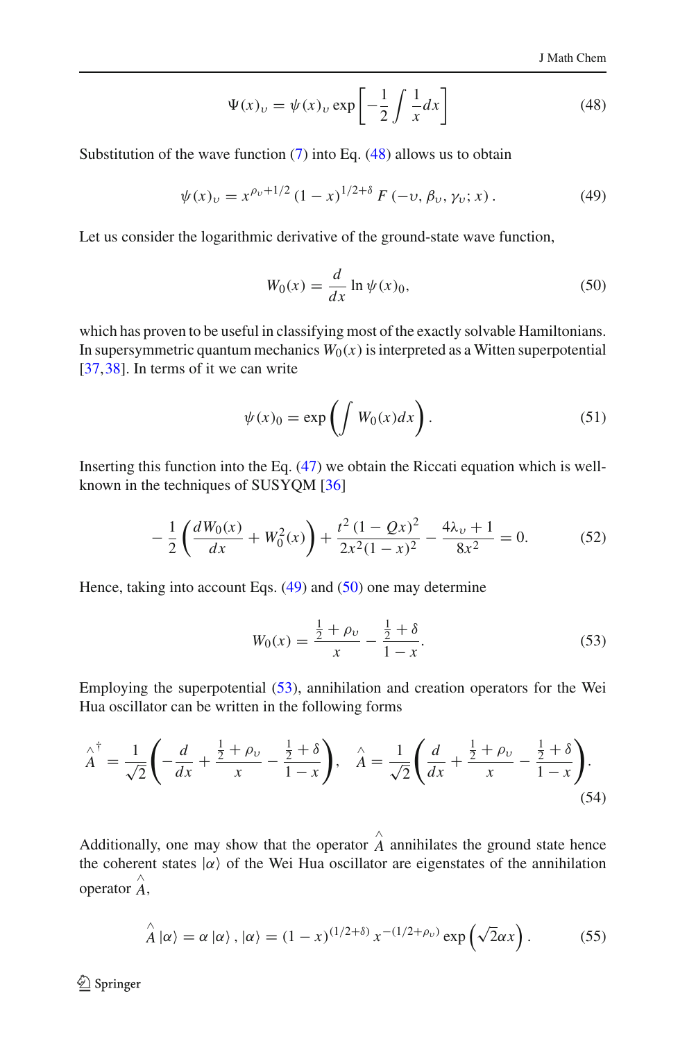$$\Psi(x)_\upsilon = \psi(x)_\upsilon \exp\left[-\frac{1}{2}\int \frac{1}{x}dx\right] \tag{48}$$

Substitution of the wave function (7) into Eq. (48) allows us to obtain

$$\psi(x)_\upsilon = x^{\rho_\upsilon + 1/2}(1-x)^{1/2+\delta} F\left(-\upsilon, \beta_\upsilon, \gamma_\upsilon; x\right). \tag{49}$$

Let us consider the logarithmic derivative of the ground-state wave function,

$$W_0(x) = \frac{d}{dx}\ln\psi(x)_0, \tag{50}$$

which has proven to be useful in classifying most of the exactly solvable Hamiltonians. In supersymmetric quantum mechanics $W_0(x)$ is interpreted as a Witten superpotential [37,38]. In terms of it we can write

$$\psi(x)_0 = \exp\left(\int W_0(x)dx\right). \tag{51}$$

Inserting this function into the Eq. (47) we obtain the Riccati equation which is well-known in the techniques of SUSYQM [36]

$$-\frac{1}{2}\left(\frac{dW_0(x)}{dx} + W_0^2(x)\right) + \frac{t^2(1-Qx)^2}{2x^2(1-x)^2} - \frac{4\lambda_\upsilon + 1}{8x^2} = 0. \tag{52}$$

Hence, taking into account Eqs. (49) and (50) one may determine

$$W_0(x) = \frac{\frac{1}{2} + \rho_\upsilon}{x} - \frac{\frac{1}{2} + \delta}{1-x}. \tag{53}$$

Employing the superpotential (53), annihilation and creation operators for the Wei Hua oscillator can be written in the following forms

$$\hat{A}^\dagger = \frac{1}{\sqrt{2}}\left(-\frac{d}{dx} + \frac{\frac{1}{2}+\rho_\upsilon}{x} - \frac{\frac{1}{2}+\delta}{1-x}\right), \quad \hat{A} = \frac{1}{\sqrt{2}}\left(\frac{d}{dx} + \frac{\frac{1}{2}+\rho_\upsilon}{x} - \frac{\frac{1}{2}+\delta}{1-x}\right). \tag{54}$$

Additionally, one may show that the operator $\hat{A}$ annihilates the ground state hence the coherent states $|\alpha\rangle$ of the Wei Hua oscillator are eigenstates of the annihilation operator $\hat{A}$,

$$\hat{A}\,|\alpha\rangle = \alpha\,|\alpha\rangle\,, |\alpha\rangle = (1-x)^{(1/2+\delta)}\, x^{-(1/2+\rho_\upsilon)} \exp\left(\sqrt{2}\alpha x\right). \tag{55}$$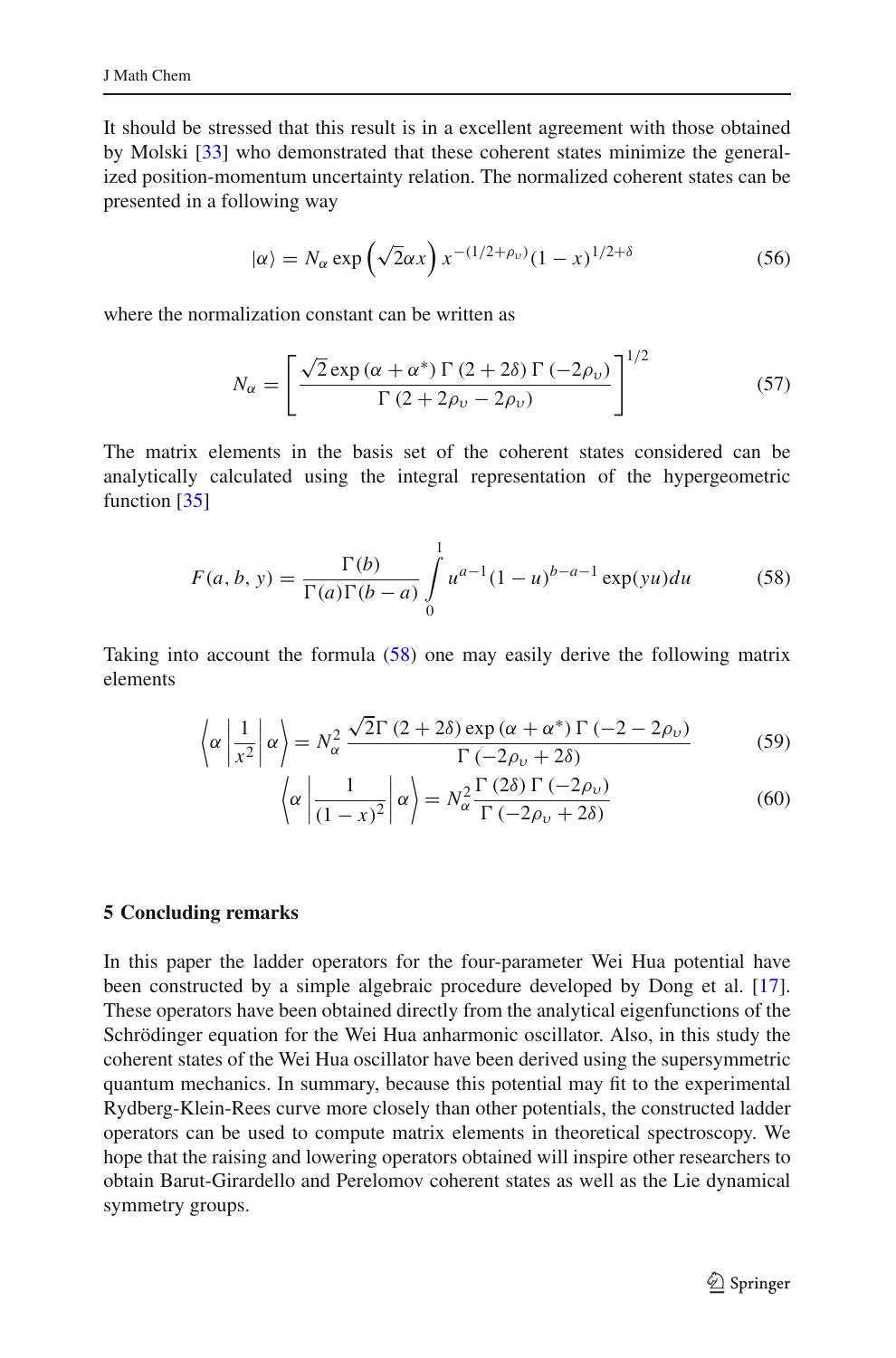It should be stressed that this result is in a excellent agreement with those obtained by Molski [33] who demonstrated that these coherent states minimize the generalized position-momentum uncertainty relation. The normalized coherent states can be presented in a following way

$$|\alpha\rangle = N_\alpha \exp\left(\sqrt{2}\alpha x\right) x^{-(1/2+\rho_\upsilon)}(1-x)^{1/2+\delta} \tag{56}$$

where the normalization constant can be written as

$$N_\alpha = \left[\frac{\sqrt{2}\exp\left(\alpha+\alpha^*\right)\Gamma\left(2+2\delta\right)\Gamma\left(-2\rho_\upsilon\right)}{\Gamma\left(2+2\rho_\upsilon-2\rho_\upsilon\right)}\right]^{1/2} \tag{57}$$

The matrix elements in the basis set of the coherent states considered can be analytically calculated using the integral representation of the hypergeometric function [35]

$$F(a,b,y) = \frac{\Gamma(b)}{\Gamma(a)\Gamma(b-a)}\int_0^1 u^{a-1}(1-u)^{b-a-1}\exp(yu)du \tag{58}$$

Taking into account the formula (58) one may easily derive the following matrix elements

$$\left\langle \alpha\left|\frac{1}{x^2}\right|\alpha\right\rangle = N_\alpha^2\,\frac{\sqrt{2}\Gamma\left(2+2\delta\right)\exp\left(\alpha+\alpha^*\right)\Gamma\left(-2-2\rho_\upsilon\right)}{\Gamma\left(-2\rho_\upsilon+2\delta\right)} \tag{59}$$

$$\left\langle \alpha\left|\frac{1}{(1-x)^2}\right|\alpha\right\rangle = N_\alpha^2\,\frac{\Gamma\left(2\delta\right)\Gamma\left(-2\rho_\upsilon\right)}{\Gamma\left(-2\rho_\upsilon+2\delta\right)} \tag{60}$$

## 5 Concluding remarks

In this paper the ladder operators for the four-parameter Wei Hua potential have been constructed by a simple algebraic procedure developed by Dong et al. [17]. These operators have been obtained directly from the analytical eigenfunctions of the Schrödinger equation for the Wei Hua anharmonic oscillator. Also, in this study the coherent states of the Wei Hua oscillator have been derived using the supersymmetric quantum mechanics. In summary, because this potential may fit to the experimental Rydberg-Klein-Rees curve more closely than other potentials, the constructed ladder operators can be used to compute matrix elements in theoretical spectroscopy. We hope that the raising and lowering operators obtained will inspire other researchers to obtain Barut-Girardello and Perelomov coherent states as well as the Lie dynamical symmetry groups.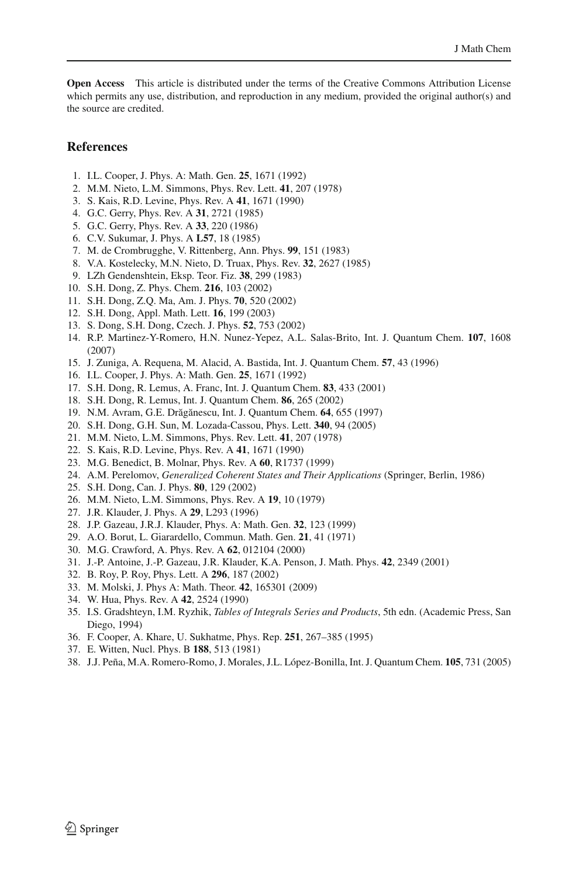**Open Access** This article is distributed under the terms of the Creative Commons Attribution License which permits any use, distribution, and reproduction in any medium, provided the original author(s) and the source are credited.

## References

1. I.L. Cooper, J. Phys. A: Math. Gen. **25**, 1671 (1992)
2. M.M. Nieto, L.M. Simmons, Phys. Rev. Lett. **41**, 207 (1978)
3. S. Kais, R.D. Levine, Phys. Rev. A **41**, 1671 (1990)
4. G.C. Gerry, Phys. Rev. A **31**, 2721 (1985)
5. G.C. Gerry, Phys. Rev. A **33**, 220 (1986)
6. C.V. Sukumar, J. Phys. A **L57**, 18 (1985)
7. M. de Crombrugghe, V. Rittenberg, Ann. Phys. **99**, 151 (1983)
8. V.A. Kostelecky, M.N. Nieto, D. Truax, Phys. Rev. **32**, 2627 (1985)
9. LZh Gendenshtein, Eksp. Teor. Fiz. **38**, 299 (1983)
10. S.H. Dong, Z. Phys. Chem. **216**, 103 (2002)
11. S.H. Dong, Z.Q. Ma, Am. J. Phys. **70**, 520 (2002)
12. S.H. Dong, Appl. Math. Lett. **16**, 199 (2003)
13. S. Dong, S.H. Dong, Czech. J. Phys. **52**, 753 (2002)
14. R.P. Martinez-Y-Romero, H.N. Nunez-Yepez, A.L. Salas-Brito, Int. J. Quantum Chem. **107**, 1608 (2007)
15. J. Zuniga, A. Requena, M. Alacid, A. Bastida, Int. J. Quantum Chem. **57**, 43 (1996)
16. I.L. Cooper, J. Phys. A: Math. Gen. **25**, 1671 (1992)
17. S.H. Dong, R. Lemus, A. Franc, Int. J. Quantum Chem. **83**, 433 (2001)
18. S.H. Dong, R. Lemus, Int. J. Quantum Chem. **86**, 265 (2002)
19. N.M. Avram, G.E. Drăgănescu, Int. J. Quantum Chem. **64**, 655 (1997)
20. S.H. Dong, G.H. Sun, M. Lozada-Cassou, Phys. Lett. **340**, 94 (2005)
21. M.M. Nieto, L.M. Simmons, Phys. Rev. Lett. **41**, 207 (1978)
22. S. Kais, R.D. Levine, Phys. Rev. A **41**, 1671 (1990)
23. M.G. Benedict, B. Molnar, Phys. Rev. A **60**, R1737 (1999)
24. A.M. Perelomov, *Generalized Coherent States and Their Applications* (Springer, Berlin, 1986)
25. S.H. Dong, Can. J. Phys. **80**, 129 (2002)
26. M.M. Nieto, L.M. Simmons, Phys. Rev. A **19**, 10 (1979)
27. J.R. Klauder, J. Phys. A **29**, L293 (1996)
28. J.P. Gazeau, J.R.J. Klauder, Phys. A: Math. Gen. **32**, 123 (1999)
29. A.O. Borut, L. Giarardello, Commun. Math. Gen. **21**, 41 (1971)
30. M.G. Crawford, A. Phys. Rev. A **62**, 012104 (2000)
31. J.-P. Antoine, J.-P. Gazeau, J.R. Klauder, K.A. Penson, J. Math. Phys. **42**, 2349 (2001)
32. B. Roy, P. Roy, Phys. Lett. A **296**, 187 (2002)
33. M. Molski, J. Phys A: Math. Theor. **42**, 165301 (2009)
34. W. Hua, Phys. Rev. A **42**, 2524 (1990)
35. I.S. Gradshteyn, I.M. Ryzhik, *Tables of Integrals Series and Products*, 5th edn. (Academic Press, San Diego, 1994)
36. F. Cooper, A. Khare, U. Sukhatme, Phys. Rep. **251**, 267–385 (1995)
37. E. Witten, Nucl. Phys. B **188**, 513 (1981)
38. J.J. Peña, M.A. Romero-Romo, J. Morales, J.L. López-Bonilla, Int. J. Quantum Chem. **105**, 731 (2005)